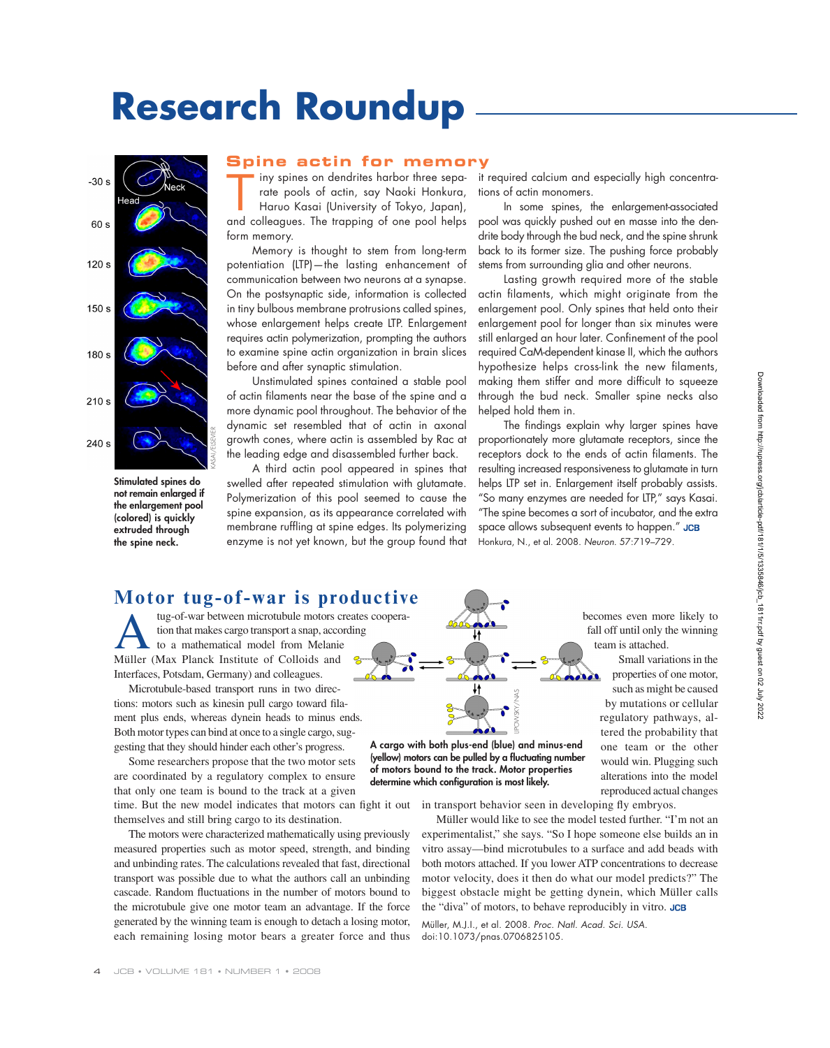# Research Roundup

## Spine actin for memory

Stimulated spines do not remain enlarged if the enlargement pool (colored) is quickly extruded through the spine neck.

Tiny spines on dendrites harbor three separate pools of actin, say Naoki Honkura, Haruo Kasai (University of Tokyo, Japan), and colleagues. The trapping of one pool helps form memory.

Memory is thought to stem from long-term potentiation (LTP)—the lasting enhancement of communication between two neurons at a synapse. On the postsynaptic side, information is collected in tiny bulbous membrane protrusions called spines, whose enlargement helps create LTP. Enlargement requires actin polymerization, prompting the authors to examine spine actin organization in brain slices before and after synaptic stimulation.

Unstimulated spines contained a stable pool of actin filaments near the base of the spine and a more dynamic pool throughout. The behavior of the dynamic set resembled that of actin in axonal growth cones, where actin is assembled by Rac at the leading edge and disassembled further back.

A third actin pool appeared in spines that swelled after repeated stimulation with glutamate. Polymerization of this pool seemed to cause the spine expansion, as its appearance correlated with membrane ruffling at spine edges. Its polymerizing enzyme is not yet known, but the group found that it required calcium and especially high concentrations of actin monomers.

In some spines, the enlargement-associated pool was quickly pushed out en masse into the dendrite body through the bud neck, and the spine shrunk back to its former size. The pushing force probably stems from surrounding glia and other neurons.

Lasting growth required more of the stable actin filaments, which might originate from the enlargement pool. Only spines that held onto their enlargement pool for longer than six minutes were still enlarged an hour later. Confinement of the pool required CaM-dependent kinase II, which the authors hypothesize helps cross-link the new filaments, making them stiffer and more difficult to squeeze through the bud neck. Smaller spine necks also helped hold them in.

The findings explain why larger spines have proportionately more glutamate receptors, since the receptors dock to the ends of actin filaments. The resulting increased responsiveness to glutamate in turn helps LTP set in. Enlargement itself probably assists. "So many enzymes are needed for LTP," says Kasai. "The spine becomes a sort of incubator, and the extra space allows subsequent events to happen." **JCB**

Honkura, N., et al. 2008. *Neuron.* 57:719–729.

## Motor tug-of-war is productive

A tug-of-war between microtubule motors creates cooperation that makes cargo transport a snap, according to a mathematical model from Melanie Müller (Max Planck Institute of Colloids and Interfaces, Potsdam, Germany) and colleagues.

Microtubule-based transport runs in two directions: motors such as kinesin pull cargo toward filament plus ends, whereas dynein heads to minus ends. Both motor types can bind at once to a single cargo, suggesting that they should hinder each other's progress.

Some researchers propose that the two motor sets are coordinated by a regulatory complex to ensure that only one team is bound to the track at a given time. But the new model indicates that motors can fight it out themselves and still bring cargo to its destination.

The motors were characterized mathematically using previously measured properties such as motor speed, strength, and binding and unbinding rates. The calculations revealed that fast, directional transport was possible due to what the authors call an unbinding cascade. Random fluctuations in the number of motors bound to the microtubule give one motor team an advantage. If the force generated by the winning team is enough to detach a losing motor, each remaining losing motor bears a greater force and thus becomes even more likely to fall off until only the winning team is attached.

A cargo with both plus-end (blue) and minus-end (yellow) motors can be pulled by a fluctuating number of motors bound to the track. Motor properties determine which configuration is most likely.

Small variations in the properties of one motor, such as might be caused by mutations or cellular regulatory pathways, altered the probability that one team or the other would win. Plugging such alterations into the model reproduced actual changes in transport behavior seen in developing fly embryos.

Müller would like to see the model tested further. "I'm not an experimentalist," she says. "So I hope someone else builds an in vitro assay—bind microtubules to a surface and add beads with both motors attached. If you lower ATP concentrations to decrease motor velocity, does it then do what our model predicts?" The biggest obstacle might be getting dynein, which Müller calls the "diva" of motors, to behave reproducibly in vitro. **JCB**

Müller, M.J.I., et al. 2008. *Proc. Natl. Acad. Sci. USA.* doi:10.1073/pnas.0706825105.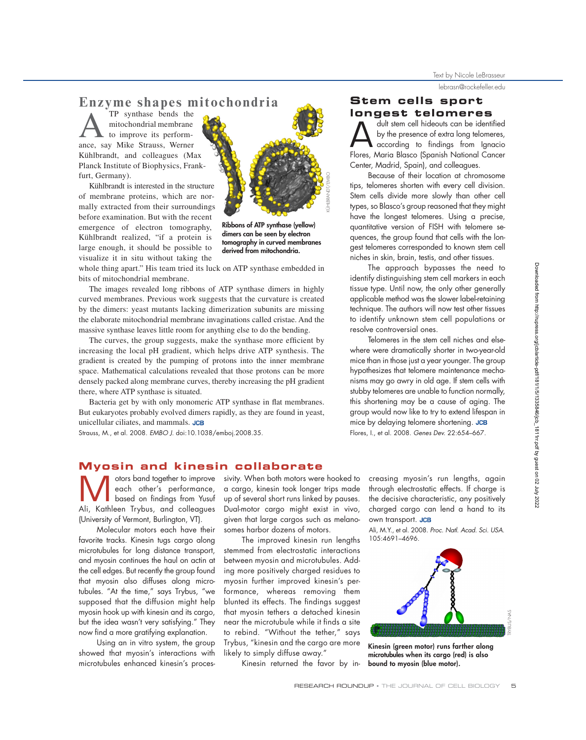Text by Nicole LeBrasseur
lebrasn@rockefeller.edu

## Enzyme shapes mitochondria

ATP synthase bends the mitochondrial membrane to improve its performance, say Mike Strauss, Werner Kühlbrandt, and colleagues (Max Planck Institute of Biophysics, Frankfurt, Germany).

Kühlbrandt is interested in the structure of membrane proteins, which are normally extracted from their surroundings before examination. But with the recent emergence of electron tomography, Kühlbrandt realized, "if a protein is large enough, it should be possible to visualize it in situ without taking the whole thing apart." His team tried its luck on ATP synthase embedded in bits of mitochondrial membrane.

KÜHLBRANDT/EMBO

Ribbons of ATP synthase (yellow) dimers can be seen by electron tomography in curved membranes derived from mitochondria.

The images revealed long ribbons of ATP synthase dimers in highly curved membranes. Previous work suggests that the curvature is created by the dimers: yeast mutants lacking dimerization subunits are missing the elaborate mitochondrial membrane invaginations called cristae. And the massive synthase leaves little room for anything else to do the bending.

The curves, the group suggests, make the synthase more efficient by increasing the local pH gradient, which helps drive ATP synthesis. The gradient is created by the pumping of protons into the inner membrane space. Mathematical calculations revealed that those protons can be more densely packed along membrane curves, thereby increasing the pH gradient there, where ATP synthase is situated.

Bacteria get by with only monomeric ATP synthase in flat membranes. But eukaryotes probably evolved dimers rapidly, as they are found in yeast, unicellular ciliates, and mammals. JCB

Strauss, M., et al. 2008. *EMBO J.* doi:10.1038/emboj.2008.35.

## Stem cells sport longest telomeres

Adult stem cell hideouts can be identified by the presence of extra long telomeres, according to findings from Ignacio Flores, Maria Blasco (Spanish National Cancer Center, Madrid, Spain), and colleagues.

Because of their location at chromosome tips, telomeres shorten with every cell division. Stem cells divide more slowly than other cell types, so Blasco's group reasoned that they might have the longest telomeres. Using a precise, quantitative version of FISH with telomere sequences, the group found that cells with the longest telomeres corresponded to known stem cell niches in skin, brain, testis, and other tissues.

The approach bypasses the need to identify distinguishing stem cell markers in each tissue type. Until now, the only other generally applicable method was the slower label-retaining technique. The authors will now test other tissues to identify unknown stem cell populations or resolve controversial ones.

Telomeres in the stem cell niches and elsewhere were dramatically shorter in two-year-old mice than in those just a year younger. The group hypothesizes that telomere maintenance mechanisms may go awry in old age. If stem cells with stubby telomeres are unable to function normally, this shortening may be a cause of aging. The group would now like to try to extend lifespan in mice by delaying telomere shortening. JCB

Flores, I., et al. 2008. *Genes Dev.* 22:654–667.

## Myosin and kinesin collaborate

Motors band together to improve each other's performance, based on findings from Yusuf Ali, Kathleen Trybus, and colleagues (University of Vermont, Burlington, VT).

Molecular motors each have their favorite tracks. Kinesin tugs cargo along microtubules for long distance transport, and myosin continues the haul on actin at the cell edges. But recently the group found that myosin also diffuses along microtubules. "At the time," says Trybus, "we supposed that the diffusion might help myosin hook up with kinesin and its cargo, but the idea wasn't very satisfying." They now find a more gratifying explanation.

Using an in vitro system, the group showed that myosin's interactions with microtubules enhanced kinesin's processivity. When both motors were hooked to a cargo, kinesin took longer trips made up of several short runs linked by pauses. Dual-motor cargo might exist in vivo, given that large cargos such as melanosomes harbor dozens of motors.

The improved kinesin run lengths stemmed from electrostatic interactions between myosin and microtubules. Adding more positively charged residues to myosin further improved kinesin's performance, whereas removing them blunted its effects. The findings suggest that myosin tethers a detached kinesin near the microtubule while it finds a site to rebind. "Without the tether," says Trybus, "kinesin and the cargo are more likely to simply diffuse away."

Kinesin returned the favor by increasing myosin's run lengths, again through electrostatic effects. If charge is the decisive characteristic, any positively charged cargo can lend a hand to its own transport. JCB

Ali, M.Y., et al. 2008. *Proc. Natl. Acad. Sci. USA.* 105:4691–4696.

TRYBUS/NAS

Kinesin (green motor) runs farther along microtubules when its cargo (red) is also bound to myosin (blue motor).